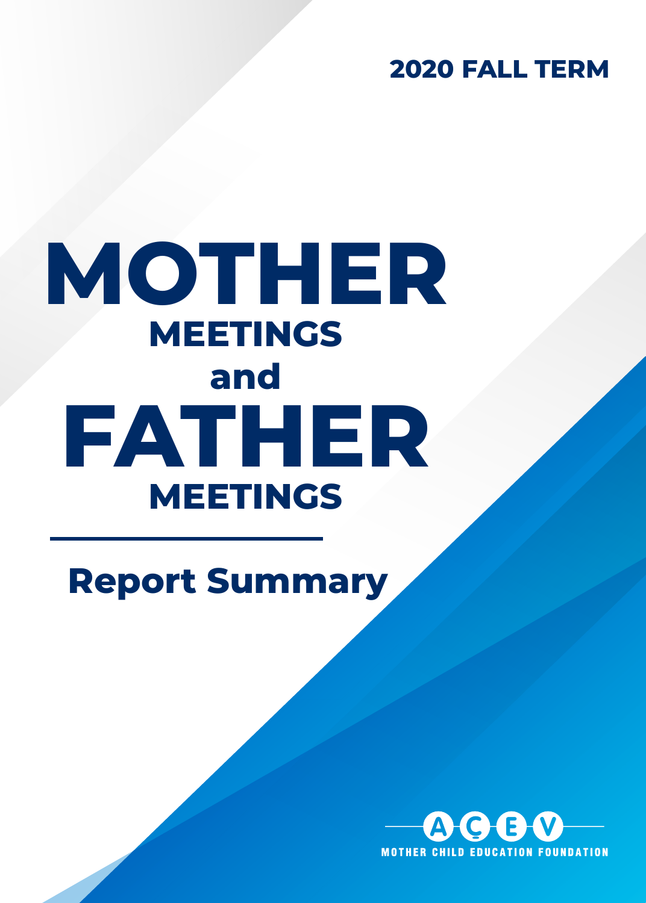2020 FALL TERM

# MOTHER MEETINGS and FATHER MEETINGS

## Report Summary

AÇEV

MOTHER CHILD EDUCATION FOUNDATION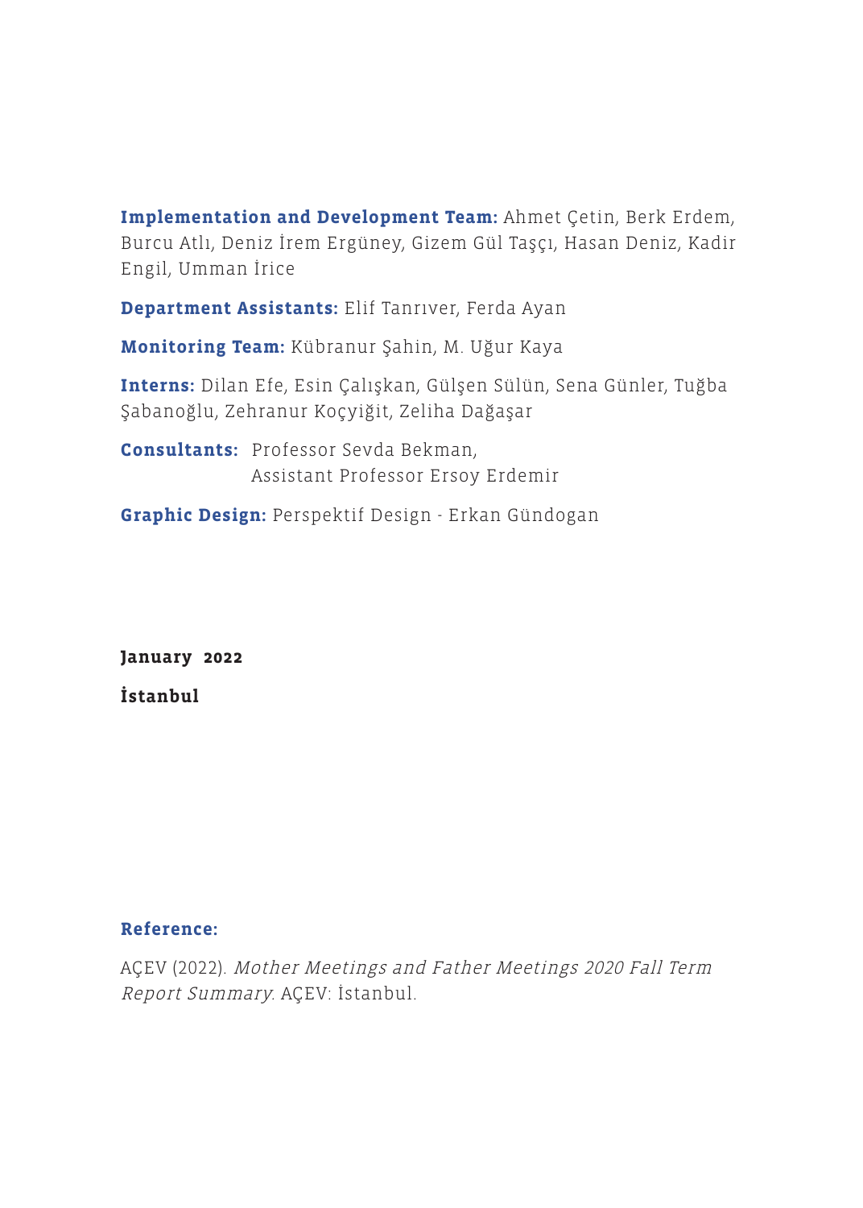**Implementation and Development Team:** Ahmet Çetin, Berk Erdem, Burcu Atlı, Deniz İrem Ergüney, Gizem Gül Taşçı, Hasan Deniz, Kadir Engil, Umman İrice

**Department Assistants:** Elif Tanrıver, Ferda Ayan

**Monitoring Team:** Kübranur Şahin, M. Uğur Kaya

**Interns:** Dilan Efe, Esin Çalışkan, Gülşen Sülün, Sena Günler, Tuğba Şabanoğlu, Zehranur Koçyiğit, Zeliha Dağaşar

**Consultants:** Professor Sevda Bekman,
Assistant Professor Ersoy Erdemir

**Graphic Design:** Perspektif Design - Erkan Gündogan

**January 2022**

**İstanbul**

**Reference:**

AÇEV (2022). *Mother Meetings and Father Meetings 2020 Fall Term Report Summary*. AÇEV: İstanbul.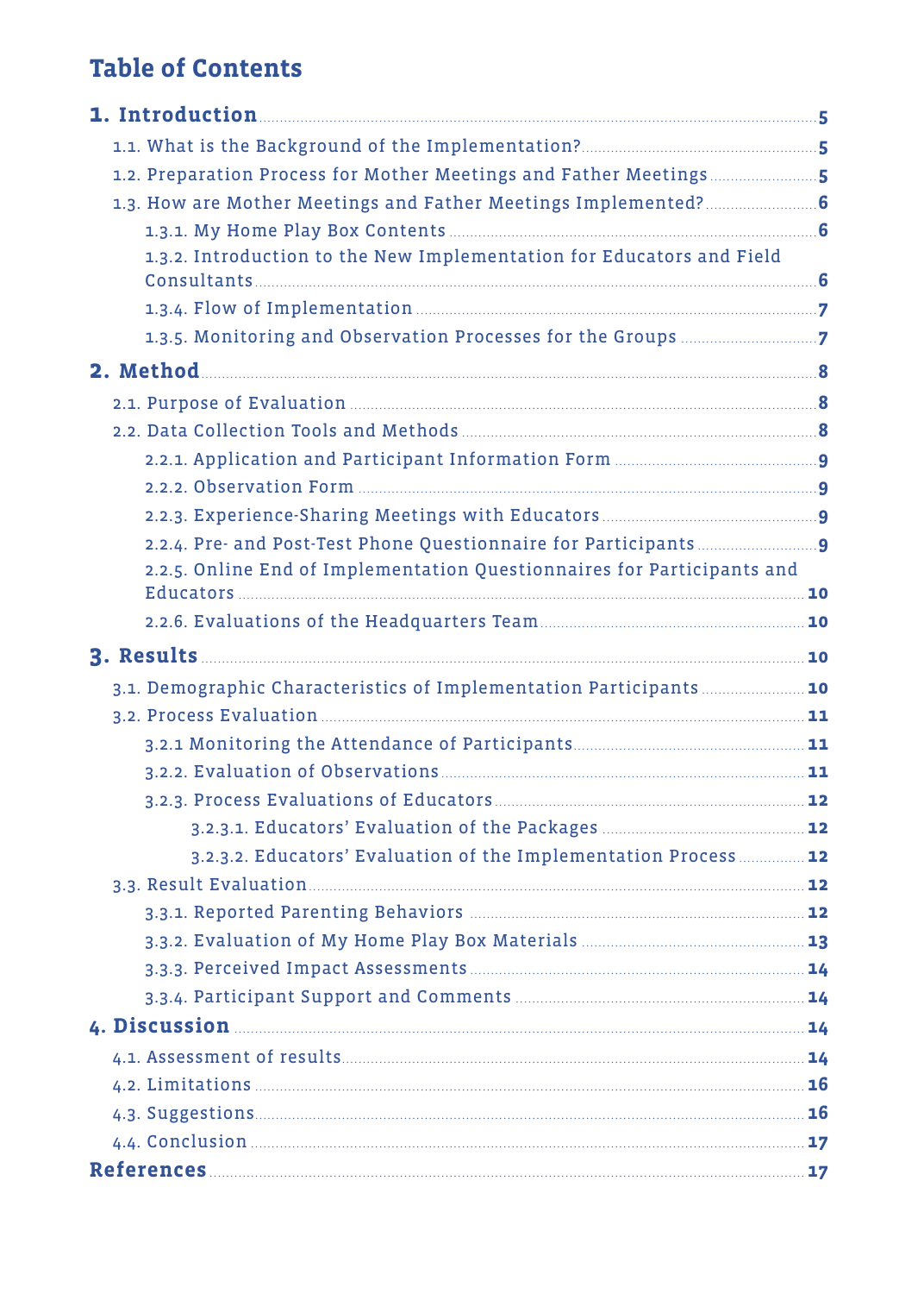# Table of Contents

- **1. Introduction** ... 5
  - 1.1. What is the Background of the Implementation? ... 5
  - 1.2. Preparation Process for Mother Meetings and Father Meetings ... 5
  - 1.3. How are Mother Meetings and Father Meetings Implemented? ... 6
    - 1.3.1. My Home Play Box Contents ... 6
    - 1.3.2. Introduction to the New Implementation for Educators and Field Consultants ... 6
    - 1.3.4. Flow of Implementation ... 7
    - 1.3.5. Monitoring and Observation Processes for the Groups ... 7
- **2. Method** ... 8
  - 2.1. Purpose of Evaluation ... 8
  - 2.2. Data Collection Tools and Methods ... 8
    - 2.2.1. Application and Participant Information Form ... 9
    - 2.2.2. Observation Form ... 9
    - 2.2.3. Experience-Sharing Meetings with Educators ... 9
    - 2.2.4. Pre- and Post-Test Phone Questionnaire for Participants ... 9
    - 2.2.5. Online End of Implementation Questionnaires for Participants and Educators ... 10
    - 2.2.6. Evaluations of the Headquarters Team ... 10
- **3. Results** ... 10
  - 3.1. Demographic Characteristics of Implementation Participants ... 10
  - 3.2. Process Evaluation ... 11
    - 3.2.1 Monitoring the Attendance of Participants ... 11
    - 3.2.2. Evaluation of Observations ... 11
    - 3.2.3. Process Evaluations of Educators ... 12
      - 3.2.3.1. Educators’ Evaluation of the Packages ... 12
      - 3.2.3.2. Educators’ Evaluation of the Implementation Process ... 12
  - 3.3. Result Evaluation ... 12
    - 3.3.1. Reported Parenting Behaviors ... 12
    - 3.3.2. Evaluation of My Home Play Box Materials ... 13
    - 3.3.3. Perceived Impact Assessments ... 14
    - 3.3.4. Participant Support and Comments ... 14
- **4. Discussion** ... 14
  - 4.1. Assessment of results ... 14
  - 4.2. Limitations ... 16
  - 4.3. Suggestions ... 16
  - 4.4. Conclusion ... 17
- **References** ... 17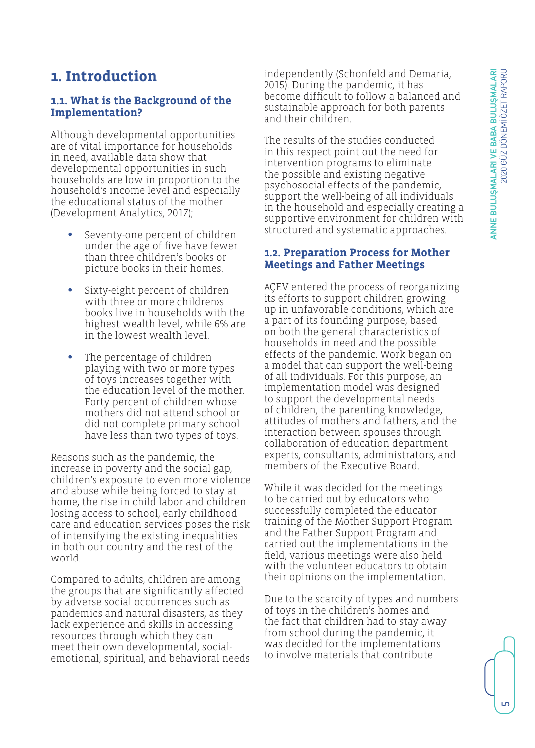# 1. Introduction

## 1.1. What is the Background of the Implementation?

Although developmental opportunities are of vital importance for households in need, available data show that developmental opportunities in such households are low in proportion to the household's income level and especially the educational status of the mother (Development Analytics, 2017);

- Seventy-one percent of children under the age of five have fewer than three children's books or picture books in their homes.
- Sixty-eight percent of children with three or more children›s books live in households with the highest wealth level, while 6% are in the lowest wealth level.
- The percentage of children playing with two or more types of toys increases together with the education level of the mother. Forty percent of children whose mothers did not attend school or did not complete primary school have less than two types of toys.

Reasons such as the pandemic, the increase in poverty and the social gap, children's exposure to even more violence and abuse while being forced to stay at home, the rise in child labor and children losing access to school, early childhood care and education services poses the risk of intensifying the existing inequalities in both our country and the rest of the world.

Compared to adults, children are among the groups that are significantly affected by adverse social occurrences such as pandemics and natural disasters, as they lack experience and skills in accessing resources through which they can meet their own developmental, social-emotional, spiritual, and behavioral needs independently (Schonfeld and Demaria, 2015). During the pandemic, it has become difficult to follow a balanced and sustainable approach for both parents and their children.

The results of the studies conducted in this respect point out the need for intervention programs to eliminate the possible and existing negative psychosocial effects of the pandemic, support the well-being of all individuals in the household and especially creating a supportive environment for children with structured and systematic approaches.

## 1.2. Preparation Process for Mother Meetings and Father Meetings

AÇEV entered the process of reorganizing its efforts to support children growing up in unfavorable conditions, which are a part of its founding purpose, based on both the general characteristics of households in need and the possible effects of the pandemic. Work began on a model that can support the well-being of all individuals. For this purpose, an implementation model was designed to support the developmental needs of children, the parenting knowledge, attitudes of mothers and fathers, and the interaction between spouses through collaboration of education department experts, consultants, administrators, and members of the Executive Board.

While it was decided for the meetings to be carried out by educators who successfully completed the educator training of the Mother Support Program and the Father Support Program and carried out the implementations in the field, various meetings were also held with the volunteer educators to obtain their opinions on the implementation.

Due to the scarcity of types and numbers of toys in the children's homes and the fact that children had to stay away from school during the pandemic, it was decided for the implementations to involve materials that contribute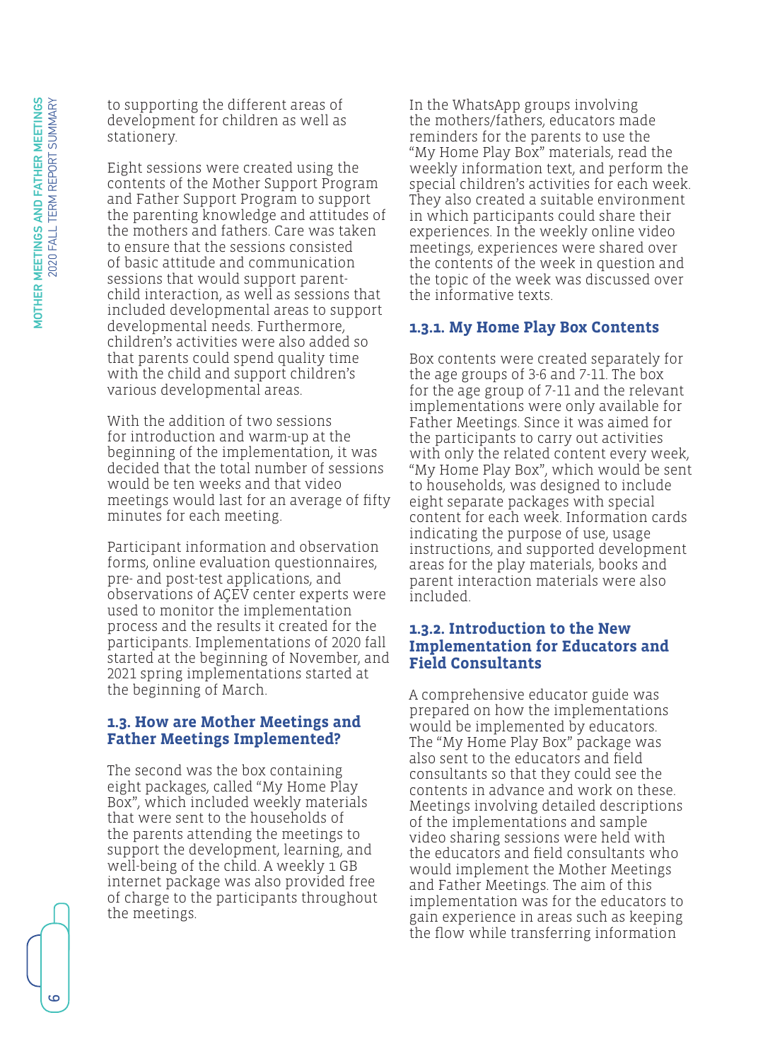to supporting the different areas of development for children as well as stationery.

Eight sessions were created using the contents of the Mother Support Program and Father Support Program to support the parenting knowledge and attitudes of the mothers and fathers. Care was taken to ensure that the sessions consisted of basic attitude and communication sessions that would support parent-child interaction, as well as sessions that included developmental areas to support developmental needs. Furthermore, children's activities were also added so that parents could spend quality time with the child and support children's various developmental areas.

With the addition of two sessions for introduction and warm-up at the beginning of the implementation, it was decided that the total number of sessions would be ten weeks and that video meetings would last for an average of fifty minutes for each meeting.

Participant information and observation forms, online evaluation questionnaires, pre- and post-test applications, and observations of AÇEV center experts were used to monitor the implementation process and the results it created for the participants. Implementations of 2020 fall started at the beginning of November, and 2021 spring implementations started at the beginning of March.

### 1.3. How are Mother Meetings and Father Meetings Implemented?

The second was the box containing eight packages, called "My Home Play Box", which included weekly materials that were sent to the households of the parents attending the meetings to support the development, learning, and well-being of the child. A weekly 1 GB internet package was also provided free of charge to the participants throughout the meetings.

In the WhatsApp groups involving the mothers/fathers, educators made reminders for the parents to use the "My Home Play Box" materials, read the weekly information text, and perform the special children's activities for each week. They also created a suitable environment in which participants could share their experiences. In the weekly online video meetings, experiences were shared over the contents of the week in question and the topic of the week was discussed over the informative texts.

#### 1.3.1. My Home Play Box Contents

Box contents were created separately for the age groups of 3-6 and 7-11. The box for the age group of 7-11 and the relevant implementations were only available for Father Meetings. Since it was aimed for the participants to carry out activities with only the related content every week, "My Home Play Box", which would be sent to households, was designed to include eight separate packages with special content for each week. Information cards indicating the purpose of use, usage instructions, and supported development areas for the play materials, books and parent interaction materials were also included.

#### 1.3.2. Introduction to the New Implementation for Educators and Field Consultants

A comprehensive educator guide was prepared on how the implementations would be implemented by educators. The "My Home Play Box" package was also sent to the educators and field consultants so that they could see the contents in advance and work on these. Meetings involving detailed descriptions of the implementations and sample video sharing sessions were held with the educators and field consultants who would implement the Mother Meetings and Father Meetings. The aim of this implementation was for the educators to gain experience in areas such as keeping the flow while transferring information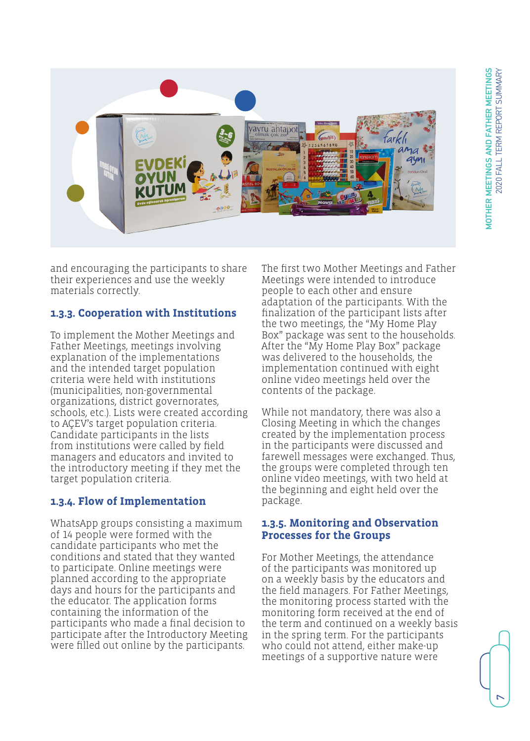and encouraging the participants to share their experiences and use the weekly materials correctly.

### 1.3.3. Cooperation with Institutions

To implement the Mother Meetings and Father Meetings, meetings involving explanation of the implementations and the intended target population criteria were held with institutions (municipalities, non-governmental organizations, district governorates, schools, etc.). Lists were created according to AÇEV's target population criteria. Candidate participants in the lists from institutions were called by field managers and educators and invited to the introductory meeting if they met the target population criteria.

### 1.3.4. Flow of Implementation

WhatsApp groups consisting a maximum of 14 people were formed with the candidate participants who met the conditions and stated that they wanted to participate. Online meetings were planned according to the appropriate days and hours for the participants and the educator. The application forms containing the information of the participants who made a final decision to participate after the Introductory Meeting were filled out online by the participants.

The first two Mother Meetings and Father Meetings were intended to introduce people to each other and ensure adaptation of the participants. With the finalization of the participant lists after the two meetings, the "My Home Play Box" package was sent to the households. After the "My Home Play Box" package was delivered to the households, the implementation continued with eight online video meetings held over the contents of the package.

While not mandatory, there was also a Closing Meeting in which the changes created by the implementation process in the participants were discussed and farewell messages were exchanged. Thus, the groups were completed through ten online video meetings, with two held at the beginning and eight held over the package.

### 1.3.5. Monitoring and Observation Processes for the Groups

For Mother Meetings, the attendance of the participants was monitored up on a weekly basis by the educators and the field managers. For Father Meetings, the monitoring process started with the monitoring form received at the end of the term and continued on a weekly basis in the spring term. For the participants who could not attend, either make-up meetings of a supportive nature were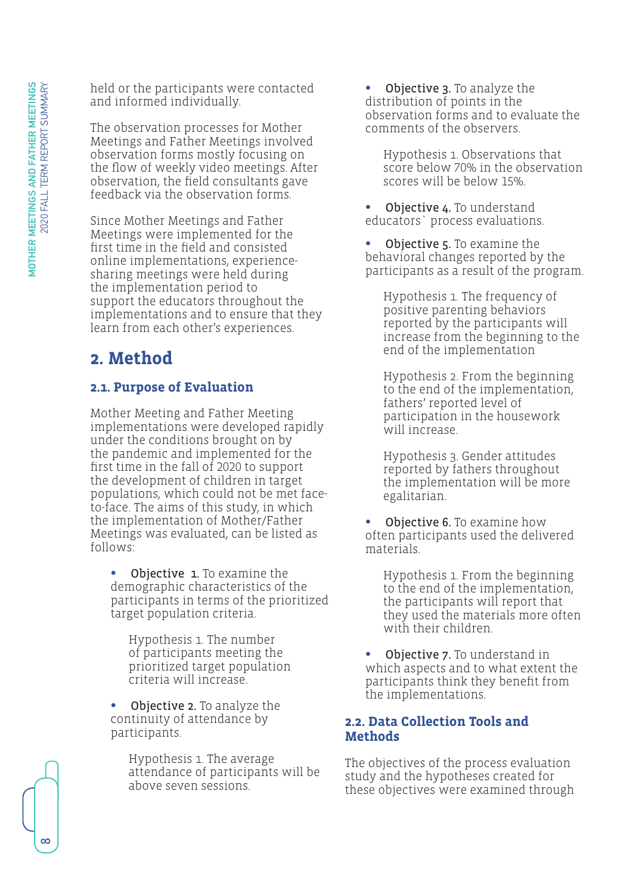held or the participants were contacted and informed individually.

The observation processes for Mother Meetings and Father Meetings involved observation forms mostly focusing on the flow of weekly video meetings. After observation, the field consultants gave feedback via the observation forms.

Since Mother Meetings and Father Meetings were implemented for the first time in the field and consisted online implementations, experience-sharing meetings were held during the implementation period to support the educators throughout the implementations and to ensure that they learn from each other's experiences.

## 2. Method

### 2.1. Purpose of Evaluation

Mother Meeting and Father Meeting implementations were developed rapidly under the conditions brought on by the pandemic and implemented for the first time in the fall of 2020 to support the development of children in target populations, which could not be met face-to-face. The aims of this study, in which the implementation of Mother/Father Meetings was evaluated, can be listed as follows:

- **Objective 1.** To examine the demographic characteristics of the participants in terms of the prioritized target population criteria.

  Hypothesis 1. The number of participants meeting the prioritized target population criteria will increase.

- **Objective 2.** To analyze the continuity of attendance by participants.

  Hypothesis 1. The average attendance of participants will be above seven sessions.

- **Objective 3.** To analyze the distribution of points in the observation forms and to evaluate the comments of the observers.

  Hypothesis 1. Observations that score below 70% in the observation scores will be below 15%.

- **Objective 4.** To understand educators` process evaluations.

- **Objective 5.** To examine the behavioral changes reported by the participants as a result of the program.

  Hypothesis 1. The frequency of positive parenting behaviors reported by the participants will increase from the beginning to the end of the implementation

  Hypothesis 2. From the beginning to the end of the implementation, fathers' reported level of participation in the housework will increase.

  Hypothesis 3. Gender attitudes reported by fathers throughout the implementation will be more egalitarian.

- **Objective 6.** To examine how often participants used the delivered materials.

  Hypothesis 1. From the beginning to the end of the implementation, the participants will report that they used the materials more often with their children.

- **Objective 7.** To understand in which aspects and to what extent the participants think they benefit from the implementations.

### 2.2. Data Collection Tools and Methods

The objectives of the process evaluation study and the hypotheses created for these objectives were examined through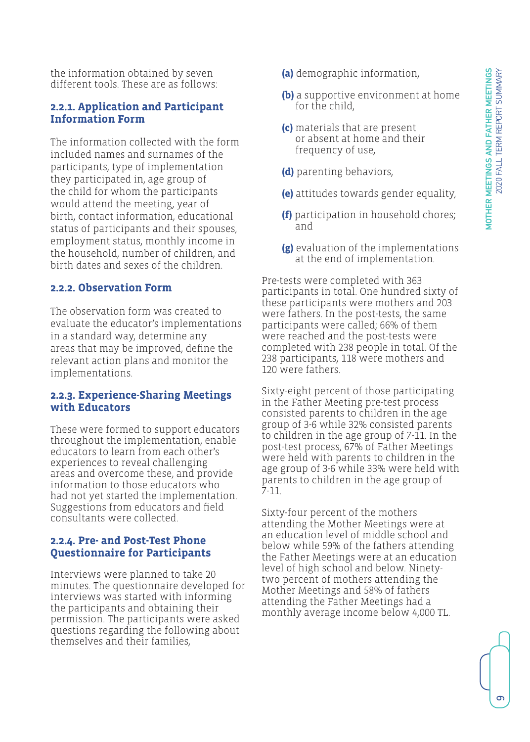the information obtained by seven different tools. These are as follows:

### 2.2.1. Application and Participant Information Form

The information collected with the form included names and surnames of the participants, type of implementation they participated in, age group of the child for whom the participants would attend the meeting, year of birth, contact information, educational status of participants and their spouses, employment status, monthly income in the household, number of children, and birth dates and sexes of the children.

### 2.2.2. Observation Form

The observation form was created to evaluate the educator's implementations in a standard way, determine any areas that may be improved, define the relevant action plans and monitor the implementations.

### 2.2.3. Experience-Sharing Meetings with Educators

These were formed to support educators throughout the implementation, enable educators to learn from each other's experiences to reveal challenging areas and overcome these, and provide information to those educators who had not yet started the implementation. Suggestions from educators and field consultants were collected.

### 2.2.4. Pre- and Post-Test Phone Questionnaire for Participants

Interviews were planned to take 20 minutes. The questionnaire developed for interviews was started with informing the participants and obtaining their permission. The participants were asked questions regarding the following about themselves and their families,

**(a)** demographic information,

**(b)** a supportive environment at home for the child,

**(c)** materials that are present or absent at home and their frequency of use,

**(d)** parenting behaviors,

**(e)** attitudes towards gender equality,

**(f)** participation in household chores; and

**(g)** evaluation of the implementations at the end of implementation.

Pre-tests were completed with 363 participants in total. One hundred sixty of these participants were mothers and 203 were fathers. In the post-tests, the same participants were called; 66% of them were reached and the post-tests were completed with 238 people in total. Of the 238 participants, 118 were mothers and 120 were fathers.

Sixty-eight percent of those participating in the Father Meeting pre-test process consisted parents to children in the age group of 3-6 while 32% consisted parents to children in the age group of 7-11. In the post-test process, 67% of Father Meetings were held with parents to children in the age group of 3-6 while 33% were held with parents to children in the age group of 7-11.

Sixty-four percent of the mothers attending the Mother Meetings were at an education level of middle school and below while 59% of the fathers attending the Father Meetings were at an education level of high school and below. Ninety-two percent of mothers attending the Mother Meetings and 58% of fathers attending the Father Meetings had a monthly average income below 4,000 TL.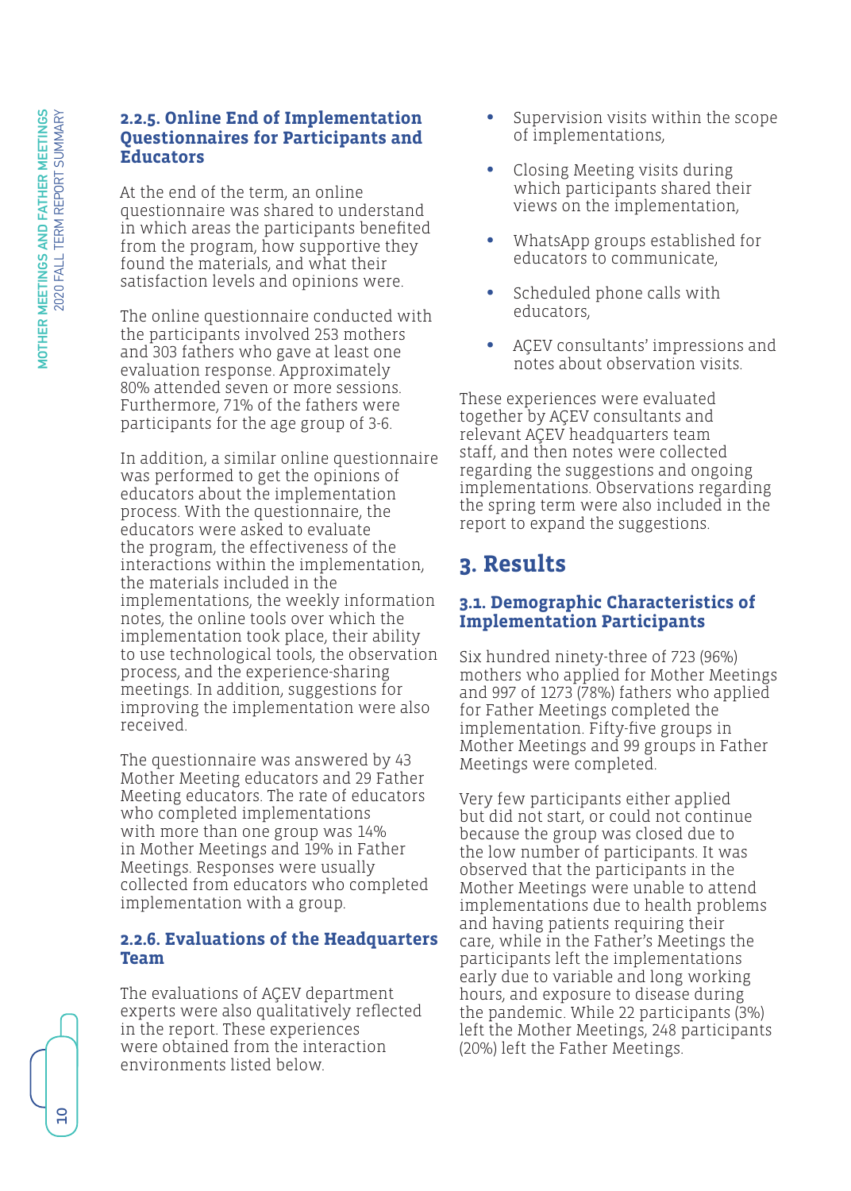### 2.2.5. Online End of Implementation Questionnaires for Participants and Educators

At the end of the term, an online questionnaire was shared to understand in which areas the participants benefited from the program, how supportive they found the materials, and what their satisfaction levels and opinions were.

The online questionnaire conducted with the participants involved 253 mothers and 303 fathers who gave at least one evaluation response. Approximately 80% attended seven or more sessions. Furthermore, 71% of the fathers were participants for the age group of 3-6.

In addition, a similar online questionnaire was performed to get the opinions of educators about the implementation process. With the questionnaire, the educators were asked to evaluate the program, the effectiveness of the interactions within the implementation, the materials included in the implementations, the weekly information notes, the online tools over which the implementation took place, their ability to use technological tools, the observation process, and the experience-sharing meetings. In addition, suggestions for improving the implementation were also received.

The questionnaire was answered by 43 Mother Meeting educators and 29 Father Meeting educators. The rate of educators who completed implementations with more than one group was 14% in Mother Meetings and 19% in Father Meetings. Responses were usually collected from educators who completed implementation with a group.

### 2.2.6. Evaluations of the Headquarters Team

The evaluations of AÇEV department experts were also qualitatively reflected in the report. These experiences were obtained from the interaction environments listed below.

- Supervision visits within the scope of implementations,
- Closing Meeting visits during which participants shared their views on the implementation,
- WhatsApp groups established for educators to communicate,
- Scheduled phone calls with educators,
- AÇEV consultants' impressions and notes about observation visits.

These experiences were evaluated together by AÇEV consultants and relevant AÇEV headquarters team staff, and then notes were collected regarding the suggestions and ongoing implementations. Observations regarding the spring term were also included in the report to expand the suggestions.

## 3. Results

### 3.1. Demographic Characteristics of Implementation Participants

Six hundred ninety-three of 723 (96%) mothers who applied for Mother Meetings and 997 of 1273 (78%) fathers who applied for Father Meetings completed the implementation. Fifty-five groups in Mother Meetings and 99 groups in Father Meetings were completed.

Very few participants either applied but did not start, or could not continue because the group was closed due to the low number of participants. It was observed that the participants in the Mother Meetings were unable to attend implementations due to health problems and having patients requiring their care, while in the Father's Meetings the participants left the implementations early due to variable and long working hours, and exposure to disease during the pandemic. While 22 participants (3%) left the Mother Meetings, 248 participants (20%) left the Father Meetings.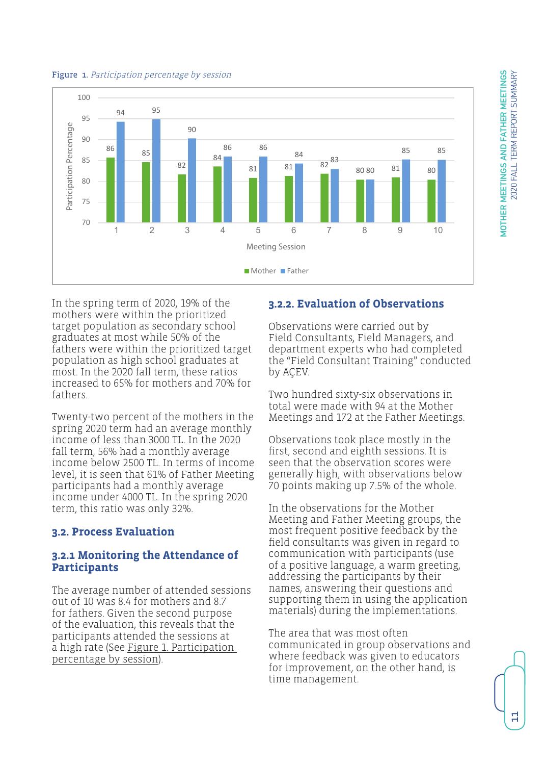Figure 1. *Participation percentage by session*

| Meeting Session | Mother | Father |
|---|---|---|
| 1 | 86 | 94 |
| 2 | 85 | 95 |
| 3 | 82 | 90 |
| 4 | 84 | 86 |
| 5 | 81 | 86 |
| 6 | 81 | 84 |
| 7 | 82 | 83 |
| 8 | 80 | 80 |
| 9 | 81 | 85 |
| 10 | 80 | 85 |

In the spring term of 2020, 19% of the mothers were within the prioritized target population as secondary school graduates at most while 50% of the fathers were within the prioritized target population as high school graduates at most. In the 2020 fall term, these ratios increased to 65% for mothers and 70% for fathers.

Twenty-two percent of the mothers in the spring 2020 term had an average monthly income of less than 3000 TL. In the 2020 fall term, 56% had a monthly average income below 2500 TL. In terms of income level, it is seen that 61% of Father Meeting participants had a monthly average income under 4000 TL. In the spring 2020 term, this ratio was only 32%.

## 3.2. Process Evaluation

### 3.2.1 Monitoring the Attendance of Participants

The average number of attended sessions out of 10 was 8.4 for mothers and 8.7 for fathers. Given the second purpose of the evaluation, this reveals that the participants attended the sessions at a high rate (See Figure 1. Participation percentage by session).

### 3.2.2. Evaluation of Observations

Observations were carried out by Field Consultants, Field Managers, and department experts who had completed the "Field Consultant Training" conducted by AÇEV.

Two hundred sixty-six observations in total were made with 94 at the Mother Meetings and 172 at the Father Meetings.

Observations took place mostly in the first, second and eighth sessions. It is seen that the observation scores were generally high, with observations below 70 points making up 7.5% of the whole.

In the observations for the Mother Meeting and Father Meeting groups, the most frequent positive feedback by the field consultants was given in regard to communication with participants (use of a positive language, a warm greeting, addressing the participants by their names, answering their questions and supporting them in using the application materials) during the implementations.

The area that was most often communicated in group observations and where feedback was given to educators for improvement, on the other hand, is time management.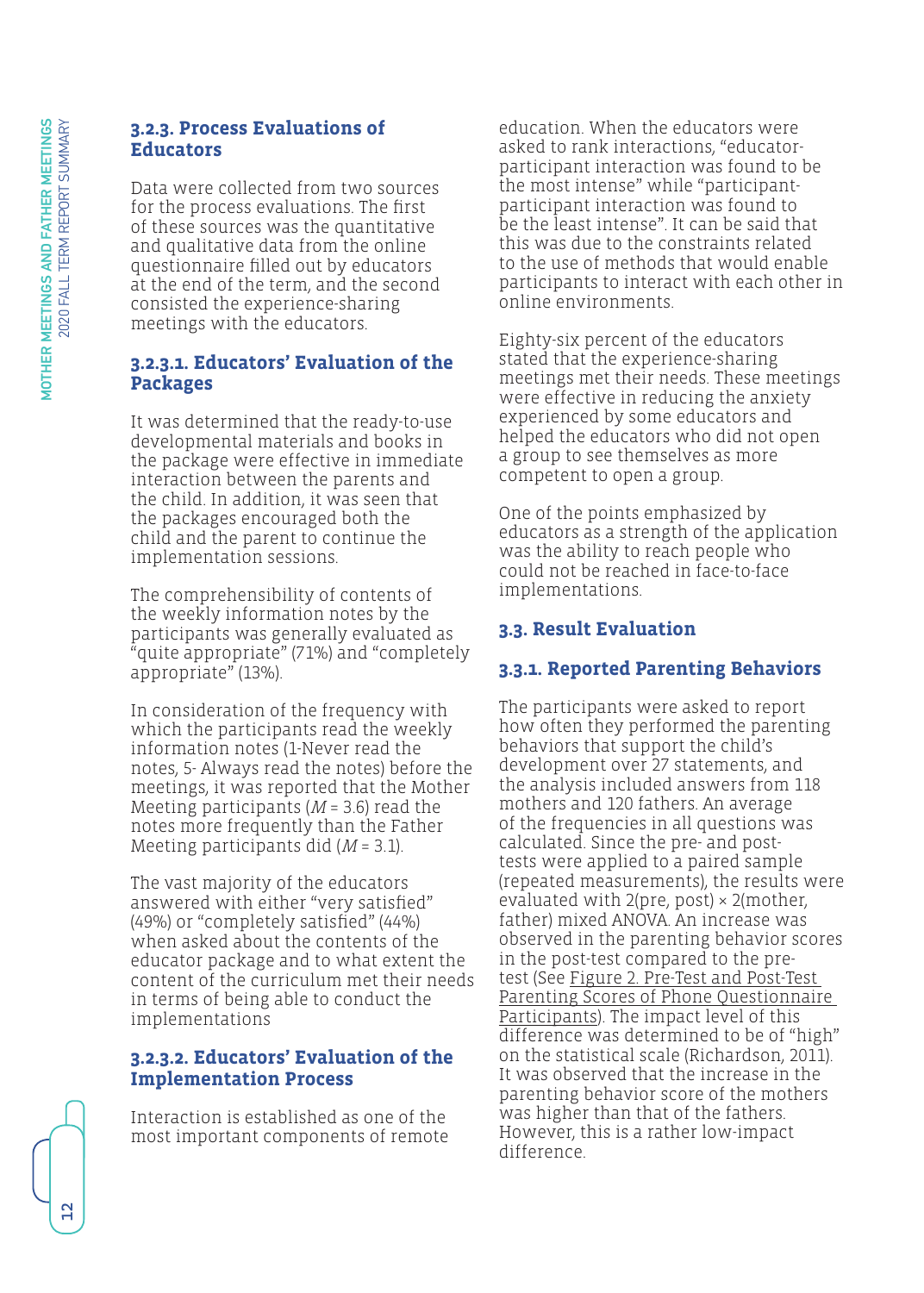### 3.2.3. Process Evaluations of Educators

Data were collected from two sources for the process evaluations. The first of these sources was the quantitative and qualitative data from the online questionnaire filled out by educators at the end of the term, and the second consisted the experience-sharing meetings with the educators.

#### 3.2.3.1. Educators' Evaluation of the Packages

It was determined that the ready-to-use developmental materials and books in the package were effective in immediate interaction between the parents and the child. In addition, it was seen that the packages encouraged both the child and the parent to continue the implementation sessions.

The comprehensibility of contents of the weekly information notes by the participants was generally evaluated as "quite appropriate" (71%) and "completely appropriate" (13%).

In consideration of the frequency with which the participants read the weekly information notes (1-Never read the notes, 5- Always read the notes) before the meetings, it was reported that the Mother Meeting participants ($M$ = 3.6) read the notes more frequently than the Father Meeting participants did ($M$ = 3.1).

The vast majority of the educators answered with either "very satisfied" (49%) or "completely satisfied" (44%) when asked about the contents of the educator package and to what extent the content of the curriculum met their needs in terms of being able to conduct the implementations

#### 3.2.3.2. Educators' Evaluation of the Implementation Process

Interaction is established as one of the most important components of remote education. When the educators were asked to rank interactions, "educator-participant interaction was found to be the most intense" while "participant-participant interaction was found to be the least intense". It can be said that this was due to the constraints related to the use of methods that would enable participants to interact with each other in online environments.

Eighty-six percent of the educators stated that the experience-sharing meetings met their needs. These meetings were effective in reducing the anxiety experienced by some educators and helped the educators who did not open a group to see themselves as more competent to open a group.

One of the points emphasized by educators as a strength of the application was the ability to reach people who could not be reached in face-to-face implementations.

### 3.3. Result Evaluation

### 3.3.1. Reported Parenting Behaviors

The participants were asked to report how often they performed the parenting behaviors that support the child's development over 27 statements, and the analysis included answers from 118 mothers and 120 fathers. An average of the frequencies in all questions was calculated. Since the pre- and post-tests were applied to a paired sample (repeated measurements), the results were evaluated with 2(pre, post) × 2(mother, father) mixed ANOVA. An increase was observed in the parenting behavior scores in the post-test compared to the pre-test (See Figure 2. Pre-Test and Post-Test Parenting Scores of Phone Questionnaire Participants). The impact level of this difference was determined to be of "high" on the statistical scale (Richardson, 2011). It was observed that the increase in the parenting behavior score of the mothers was higher than that of the fathers. However, this is a rather low-impact difference.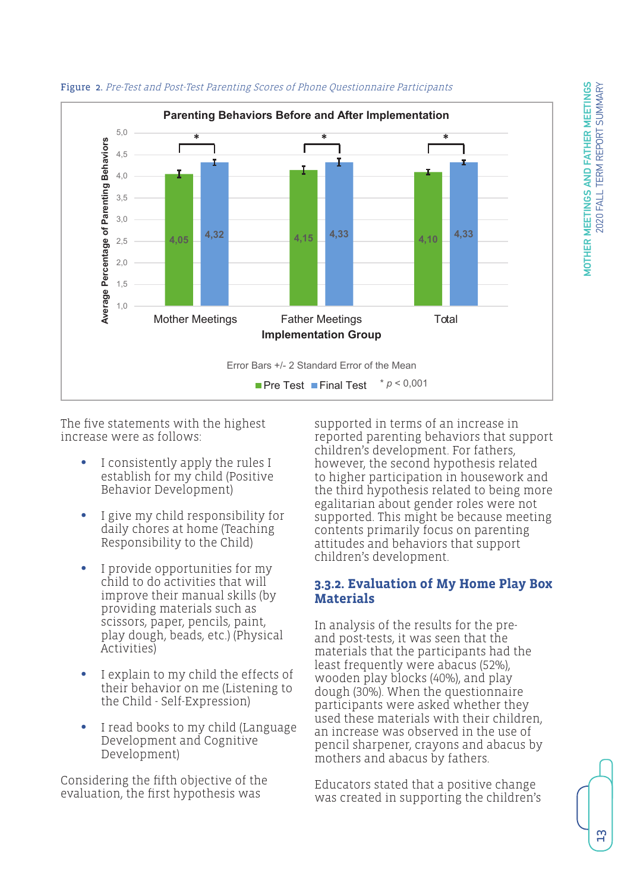Figure 2. *Pre-Test and Post-Test Parenting Scores of Phone Questionnaire Participants*

**Parenting Behaviors Before and After Implementation**

| Implementation Group | Pre Test | Final Test |
| --- | --- | --- |
| Mother Meetings | 4,05 | 4,32* |
| Father Meetings | 4,15 | 4,33* |
| Total | 4,10 | 4,33* |

Y-axis: Average Percentage of Parenting Behaviors

Error Bars +/- 2 Standard Error of the Mean

\* $p < 0{,}001$

The five statements with the highest increase were as follows:

- I consistently apply the rules I establish for my child (Positive Behavior Development)
- I give my child responsibility for daily chores at home (Teaching Responsibility to the Child)
- I provide opportunities for my child to do activities that will improve their manual skills (by providing materials such as scissors, paper, pencils, paint, play dough, beads, etc.) (Physical Activities)
- I explain to my child the effects of their behavior on me (Listening to the Child - Self-Expression)
- I read books to my child (Language Development and Cognitive Development)

Considering the fifth objective of the evaluation, the first hypothesis was supported in terms of an increase in reported parenting behaviors that support children's development. For fathers, however, the second hypothesis related to higher participation in housework and the third hypothesis related to being more egalitarian about gender roles were not supported. This might be because meeting contents primarily focus on parenting attitudes and behaviors that support children's development.

### 3.3.2. Evaluation of My Home Play Box Materials

In analysis of the results for the pre- and post-tests, it was seen that the materials that the participants had the least frequently were abacus (52%), wooden play blocks (40%), and play dough (30%). When the questionnaire participants were asked whether they used these materials with their children, an increase was observed in the use of pencil sharpener, crayons and abacus by mothers and abacus by fathers.

Educators stated that a positive change was created in supporting the children's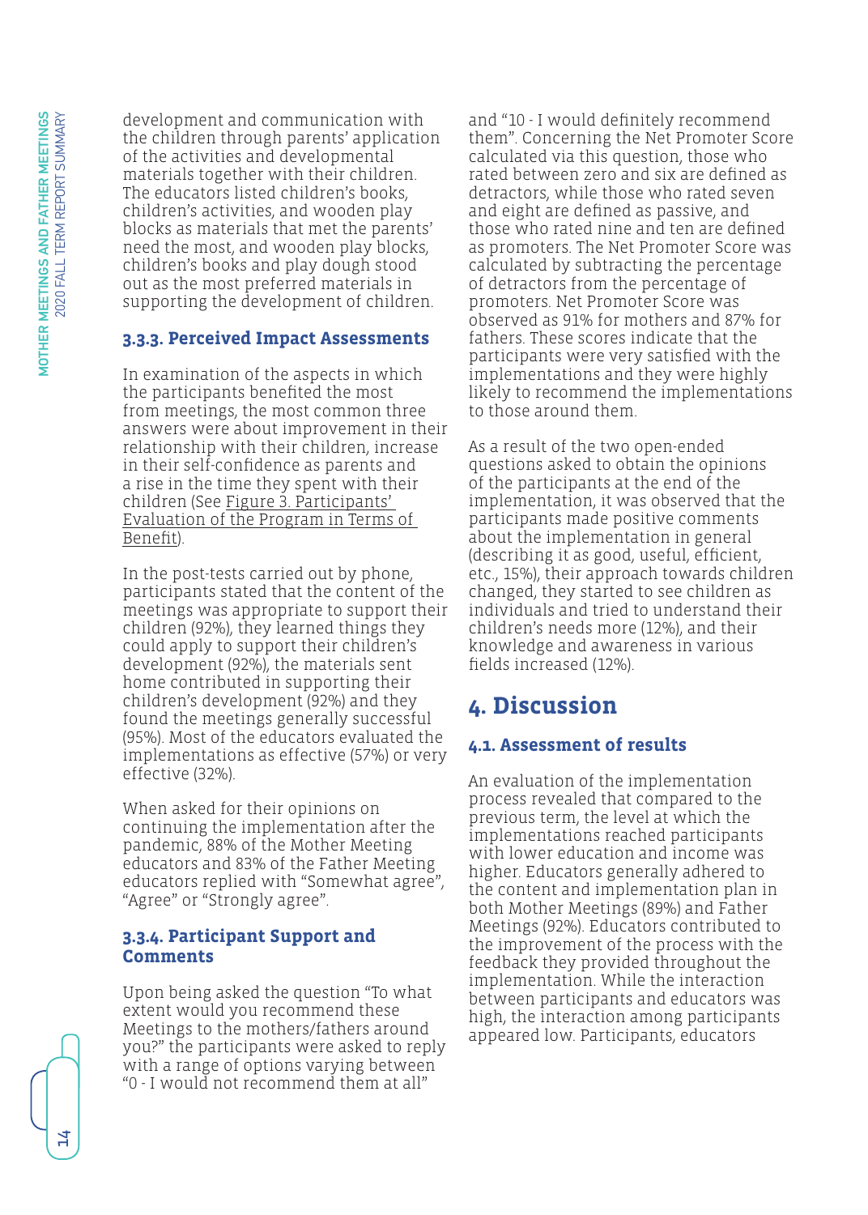development and communication with the children through parents' application of the activities and developmental materials together with their children. The educators listed children's books, children's activities, and wooden play blocks as materials that met the parents' need the most, and wooden play blocks, children's books and play dough stood out as the most preferred materials in supporting the development of children.

### 3.3.3. Perceived Impact Assessments

In examination of the aspects in which the participants benefited the most from meetings, the most common three answers were about improvement in their relationship with their children, increase in their self-confidence as parents and a rise in the time they spent with their children (See Figure 3. Participants' Evaluation of the Program in Terms of Benefit).

In the post-tests carried out by phone, participants stated that the content of the meetings was appropriate to support their children (92%), they learned things they could apply to support their children's development (92%), the materials sent home contributed in supporting their children's development (92%) and they found the meetings generally successful (95%). Most of the educators evaluated the implementations as effective (57%) or very effective (32%).

When asked for their opinions on continuing the implementation after the pandemic, 88% of the Mother Meeting educators and 83% of the Father Meeting educators replied with "Somewhat agree", "Agree" or "Strongly agree".

### 3.3.4. Participant Support and Comments

Upon being asked the question "To what extent would you recommend these Meetings to the mothers/fathers around you?" the participants were asked to reply with a range of options varying between "0 - I would not recommend them at all" and "10 - I would definitely recommend them". Concerning the Net Promoter Score calculated via this question, those who rated between zero and six are defined as detractors, while those who rated seven and eight are defined as passive, and those who rated nine and ten are defined as promoters. The Net Promoter Score was calculated by subtracting the percentage of detractors from the percentage of promoters. Net Promoter Score was observed as 91% for mothers and 87% for fathers. These scores indicate that the participants were very satisfied with the implementations and they were highly likely to recommend the implementations to those around them.

As a result of the two open-ended questions asked to obtain the opinions of the participants at the end of the implementation, it was observed that the participants made positive comments about the implementation in general (describing it as good, useful, efficient, etc., 15%), their approach towards children changed, they started to see children as individuals and tried to understand their children's needs more (12%), and their knowledge and awareness in various fields increased (12%).

## 4. Discussion

### 4.1. Assessment of results

An evaluation of the implementation process revealed that compared to the previous term, the level at which the implementations reached participants with lower education and income was higher. Educators generally adhered to the content and implementation plan in both Mother Meetings (89%) and Father Meetings (92%). Educators contributed to the improvement of the process with the feedback they provided throughout the implementation. While the interaction between participants and educators was high, the interaction among participants appeared low. Participants, educators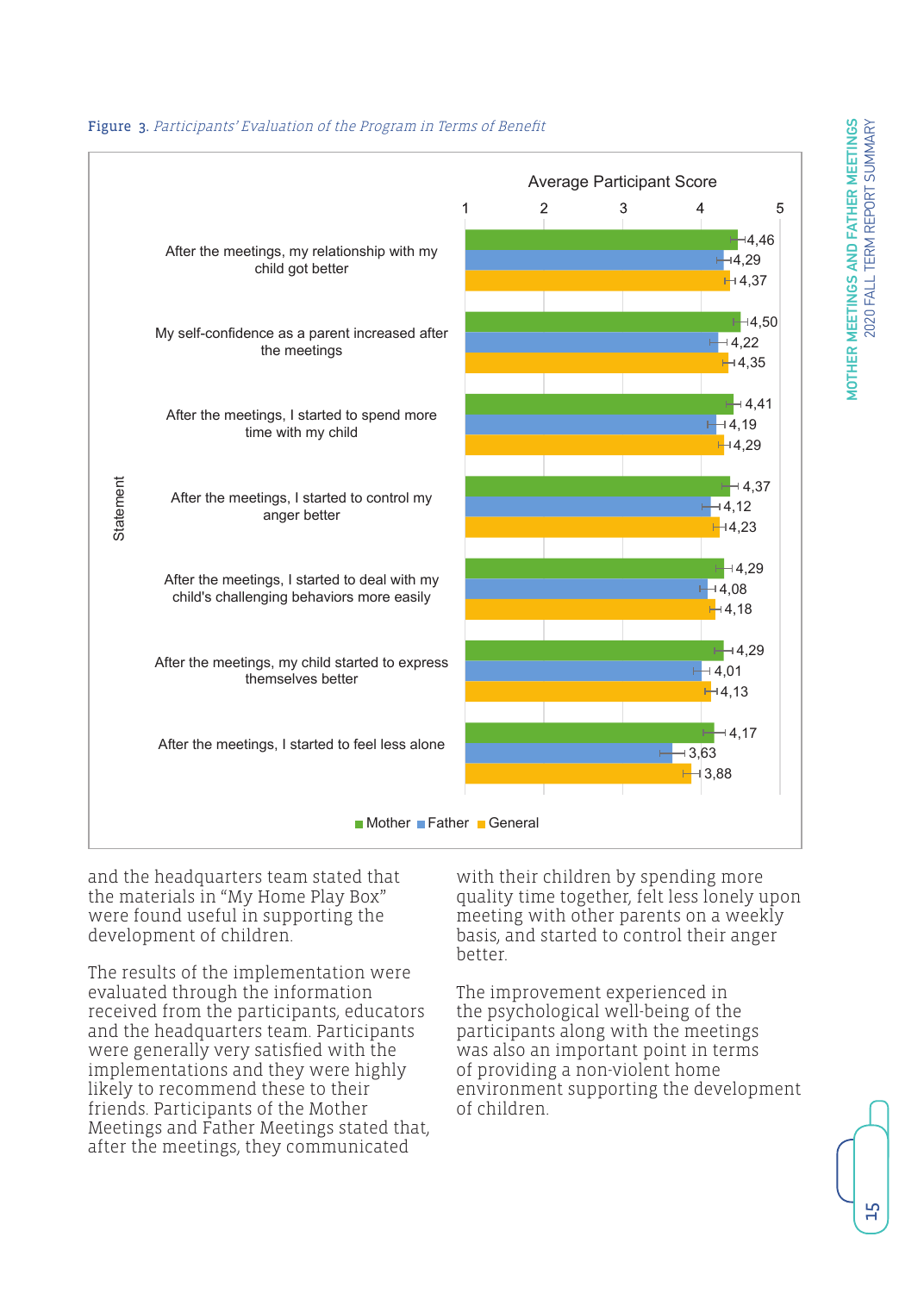Figure 3. *Participants' Evaluation of the Program in Terms of Benefit*

Average Participant Score

| Statement | Mother | Father | General |
|---|---|---|---|
| After the meetings, my relationship with my child got better | 4,46 | 4,29 | 4,37 |
| My self-confidence as a parent increased after the meetings | 4,50 | 4,22 | 4,35 |
| After the meetings, I started to spend more time with my child | 4,41 | 4,19 | 4,29 |
| After the meetings, I started to control my anger better | 4,37 | 4,12 | 4,23 |
| After the meetings, I started to deal with my child's challenging behaviors more easily | 4,29 | 4,08 | 4,18 |
| After the meetings, my child started to express themselves better | 4,29 | 4,01 | 4,13 |
| After the meetings, I started to feel less alone | 4,17 | 3,63 | 3,88 |

and the headquarters team stated that the materials in "My Home Play Box" were found useful in supporting the development of children.

The results of the implementation were evaluated through the information received from the participants, educators and the headquarters team. Participants were generally very satisfied with the implementations and they were highly likely to recommend these to their friends. Participants of the Mother Meetings and Father Meetings stated that, after the meetings, they communicated with their children by spending more quality time together, felt less lonely upon meeting with other parents on a weekly basis, and started to control their anger better.

The improvement experienced in the psychological well-being of the participants along with the meetings was also an important point in terms of providing a non-violent home environment supporting the development of children.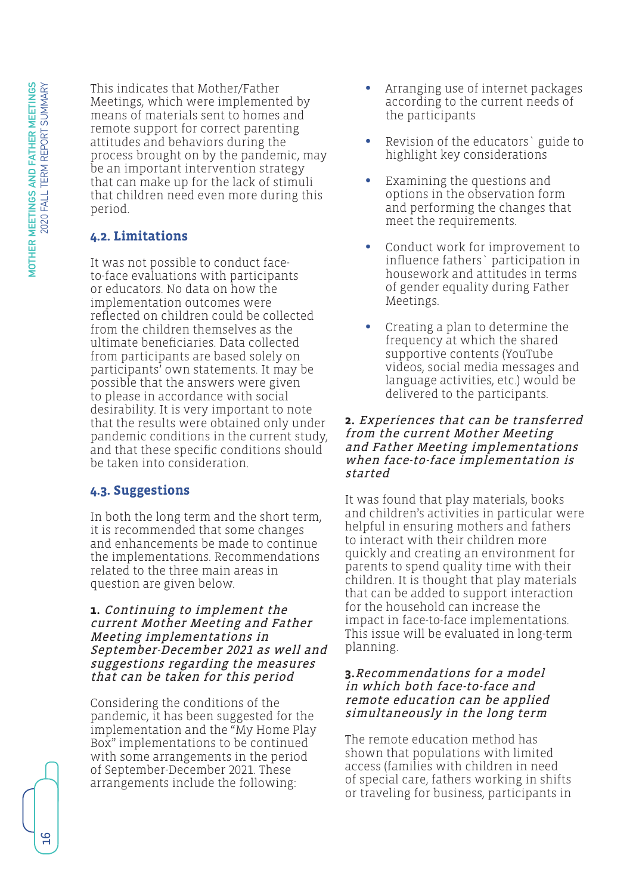This indicates that Mother/Father Meetings, which were implemented by means of materials sent to homes and remote support for correct parenting attitudes and behaviors during the process brought on by the pandemic, may be an important intervention strategy that can make up for the lack of stimuli that children need even more during this period.

### 4.2. Limitations

It was not possible to conduct face-to-face evaluations with participants or educators. No data on how the implementation outcomes were reflected on children could be collected from the children themselves as the ultimate beneficiaries. Data collected from participants are based solely on participants' own statements. It may be possible that the answers were given to please in accordance with social desirability. It is very important to note that the results were obtained only under pandemic conditions in the current study, and that these specific conditions should be taken into consideration.

### 4.3. Suggestions

In both the long term and the short term, it is recommended that some changes and enhancements be made to continue the implementations. Recommendations related to the three main areas in question are given below.

**1.** ***Continuing to implement the current Mother Meeting and Father Meeting implementations in September-December 2021 as well and suggestions regarding the measures that can be taken for this period***

Considering the conditions of the pandemic, it has been suggested for the implementation and the "My Home Play Box" implementations to be continued with some arrangements in the period of September-December 2021. These arrangements include the following:

- Arranging use of internet packages according to the current needs of the participants
- Revision of the educators` guide to highlight key considerations
- Examining the questions and options in the observation form and performing the changes that meet the requirements.
- Conduct work for improvement to influence fathers` participation in housework and attitudes in terms of gender equality during Father Meetings.
- Creating a plan to determine the frequency at which the shared supportive contents (YouTube videos, social media messages and language activities, etc.) would be delivered to the participants.

**2.** ***Experiences that can be transferred from the current Mother Meeting and Father Meeting implementations when face-to-face implementation is started***

It was found that play materials, books and children's activities in particular were helpful in ensuring mothers and fathers to interact with their children more quickly and creating an environment for parents to spend quality time with their children. It is thought that play materials that can be added to support interaction for the household can increase the impact in face-to-face implementations. This issue will be evaluated in long-term planning.

**3.** ***Recommendations for a model in which both face-to-face and remote education can be applied simultaneously in the long term***

The remote education method has shown that populations with limited access (families with children in need of special care, fathers working in shifts or traveling for business, participants in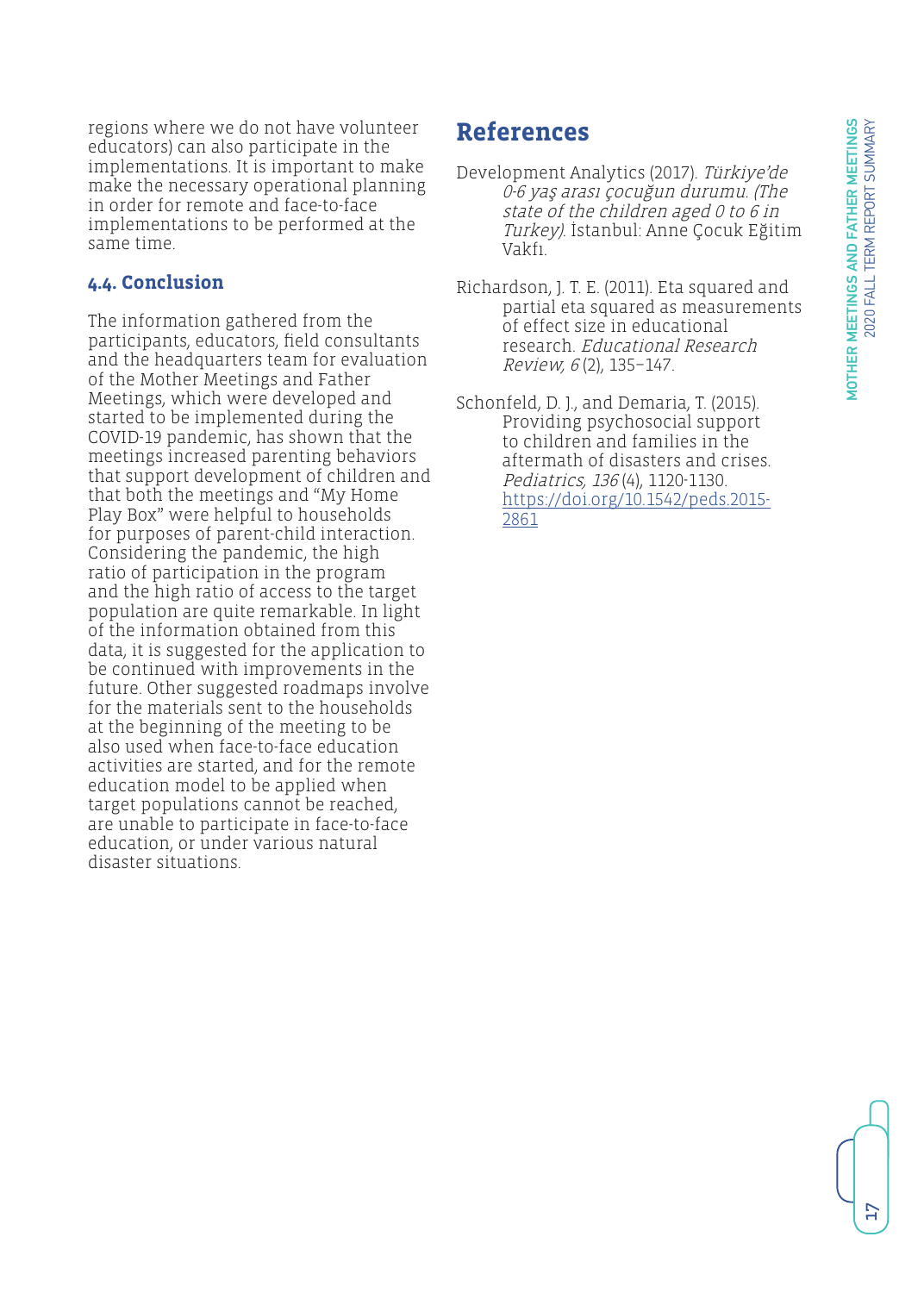regions where we do not have volunteer educators) can also participate in the implementations. It is important to make make the necessary operational planning in order for remote and face-to-face implementations to be performed at the same time.

### 4.4. Conclusion

The information gathered from the participants, educators, field consultants and the headquarters team for evaluation of the Mother Meetings and Father Meetings, which were developed and started to be implemented during the COVID-19 pandemic, has shown that the meetings increased parenting behaviors that support development of children and that both the meetings and "My Home Play Box" were helpful to households for purposes of parent-child interaction. Considering the pandemic, the high ratio of participation in the program and the high ratio of access to the target population are quite remarkable. In light of the information obtained from this data, it is suggested for the application to be continued with improvements in the future. Other suggested roadmaps involve for the materials sent to the households at the beginning of the meeting to be also used when face-to-face education activities are started, and for the remote education model to be applied when target populations cannot be reached, are unable to participate in face-to-face education, or under various natural disaster situations.

## References

Development Analytics (2017). *Türkiye'de 0-6 yaş arası çocuğun durumu. (The state of the children aged 0 to 6 in Turkey).* İstanbul: Anne Çocuk Eğitim Vakfı.

Richardson, J. T. E. (2011). Eta squared and partial eta squared as measurements of effect size in educational research. *Educational Research Review, 6* (2), 135–147.

Schonfeld, D. J., and Demaria, T. (2015). Providing psychosocial support to children and families in the aftermath of disasters and crises. *Pediatrics, 136* (4), 1120-1130. https://doi.org/10.1542/peds.2015-2861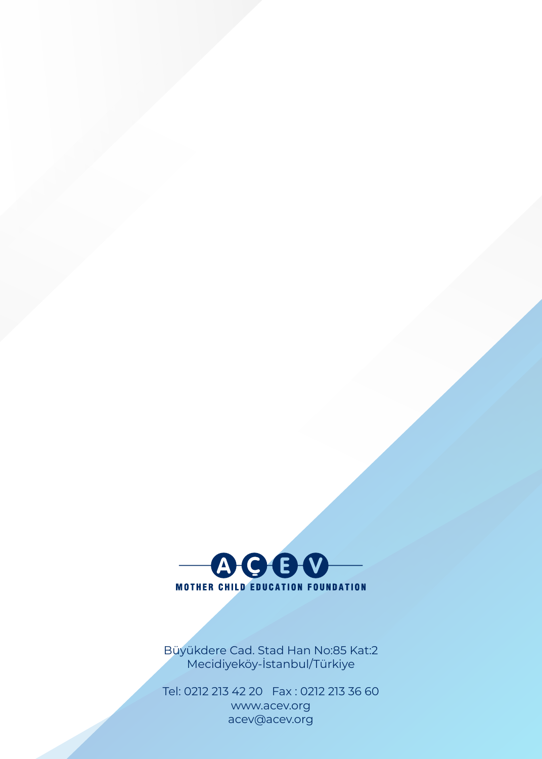AÇEV

MOTHER CHILD EDUCATION FOUNDATION

Büyükdere Cad. Stad Han No:85 Kat:2
Mecidiyeköy-İstanbul/Türkiye

Tel: 0212 213 42 20   Fax : 0212 213 36 60
www.acev.org
acev@acev.org